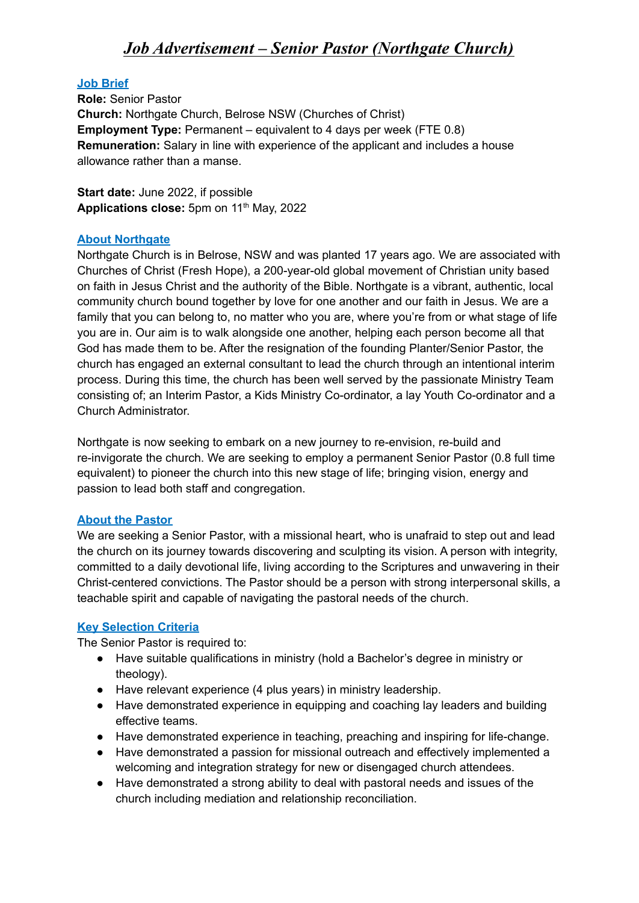# *Job Advertisement – Senior Pastor (Northgate Church)*

## Job Brief

**Role:** Senior Pastor
**Church:** Northgate Church, Belrose NSW (Churches of Christ)
**Employment Type:** Permanent – equivalent to 4 days per week (FTE 0.8)
**Remuneration:** Salary in line with experience of the applicant and includes a house allowance rather than a manse.

**Start date:** June 2022, if possible
**Applications close:** 5pm on 11th May, 2022

## About Northgate

Northgate Church is in Belrose, NSW and was planted 17 years ago. We are associated with Churches of Christ (Fresh Hope), a 200-year-old global movement of Christian unity based on faith in Jesus Christ and the authority of the Bible. Northgate is a vibrant, authentic, local community church bound together by love for one another and our faith in Jesus. We are a family that you can belong to, no matter who you are, where you're from or what stage of life you are in. Our aim is to walk alongside one another, helping each person become all that God has made them to be. After the resignation of the founding Planter/Senior Pastor, the church has engaged an external consultant to lead the church through an intentional interim process. During this time, the church has been well served by the passionate Ministry Team consisting of; an Interim Pastor, a Kids Ministry Co-ordinator, a lay Youth Co-ordinator and a Church Administrator.

Northgate is now seeking to embark on a new journey to re-envision, re-build and re-invigorate the church. We are seeking to employ a permanent Senior Pastor (0.8 full time equivalent) to pioneer the church into this new stage of life; bringing vision, energy and passion to lead both staff and congregation.

## About the Pastor

We are seeking a Senior Pastor, with a missional heart, who is unafraid to step out and lead the church on its journey towards discovering and sculpting its vision. A person with integrity, committed to a daily devotional life, living according to the Scriptures and unwavering in their Christ-centered convictions. The Pastor should be a person with strong interpersonal skills, a teachable spirit and capable of navigating the pastoral needs of the church.

## Key Selection Criteria

The Senior Pastor is required to:

- Have suitable qualifications in ministry (hold a Bachelor's degree in ministry or theology).
- Have relevant experience (4 plus years) in ministry leadership.
- Have demonstrated experience in equipping and coaching lay leaders and building effective teams.
- Have demonstrated experience in teaching, preaching and inspiring for life-change.
- Have demonstrated a passion for missional outreach and effectively implemented a welcoming and integration strategy for new or disengaged church attendees.
- Have demonstrated a strong ability to deal with pastoral needs and issues of the church including mediation and relationship reconciliation.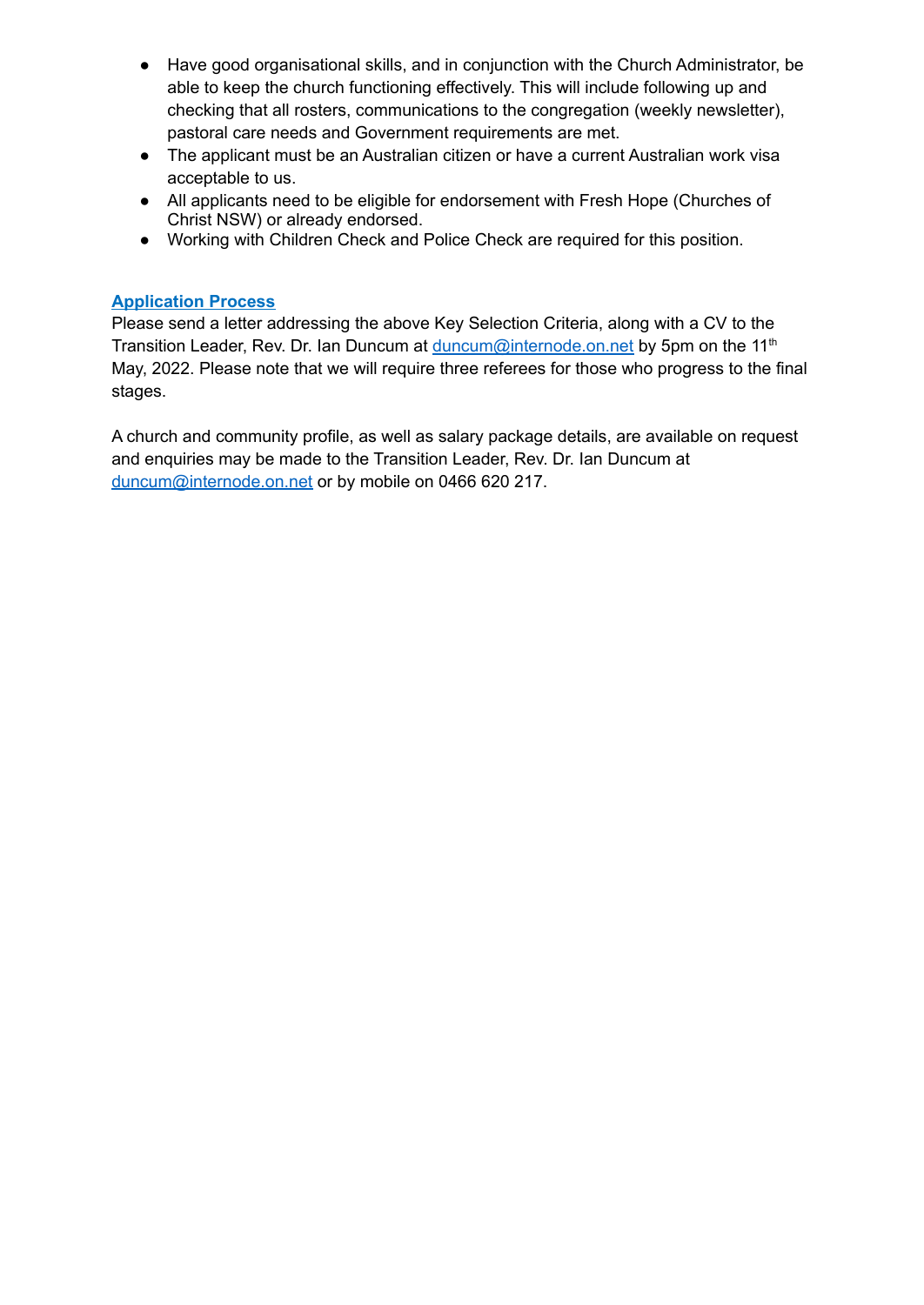- Have good organisational skills, and in conjunction with the Church Administrator, be able to keep the church functioning effectively. This will include following up and checking that all rosters, communications to the congregation (weekly newsletter), pastoral care needs and Government requirements are met.
- The applicant must be an Australian citizen or have a current Australian work visa acceptable to us.
- All applicants need to be eligible for endorsement with Fresh Hope (Churches of Christ NSW) or already endorsed.
- Working with Children Check and Police Check are required for this position.

## Application Process

Please send a letter addressing the above Key Selection Criteria, along with a CV to the Transition Leader, Rev. Dr. Ian Duncum at duncum@internode.on.net by 5pm on the 11th May, 2022. Please note that we will require three referees for those who progress to the final stages.

A church and community profile, as well as salary package details, are available on request and enquiries may be made to the Transition Leader, Rev. Dr. Ian Duncum at duncum@internode.on.net or by mobile on 0466 620 217.